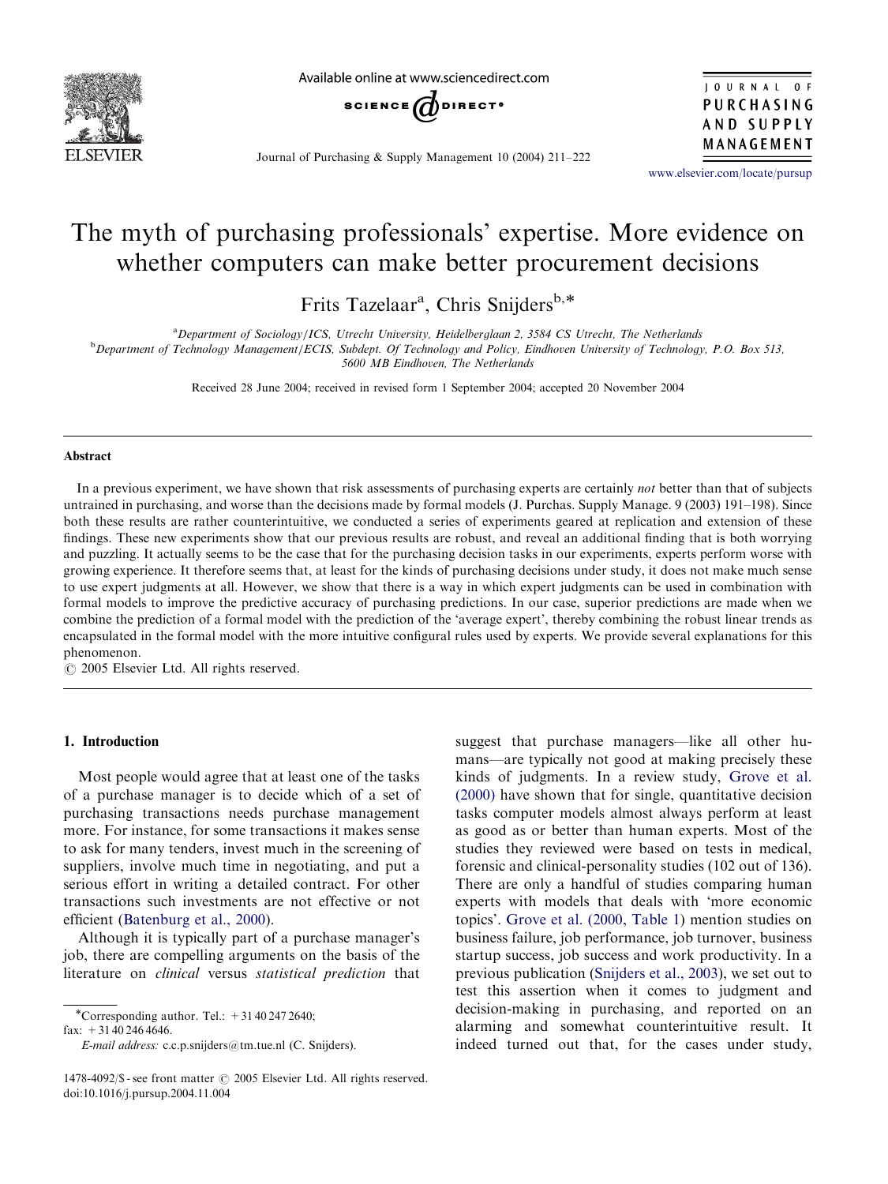# The myth of purchasing professionals' expertise. More evidence on whether computers can make better procurement decisions

Frits Tazelaar[a], Chris Snijders[b,*]

[a]Department of Sociology/ICS, Utrecht University, Heidelberglaan 2, 3584 CS Utrecht, The Netherlands

[b]Department of Technology Management/ECIS, Subdept. Of Technology and Policy, Eindhoven University of Technology, P.O. Box 513, 5600 MB Eindhoven, The Netherlands

Received 28 June 2004; received in revised form 1 September 2004; accepted 20 November 2004

## Abstract

In a previous experiment, we have shown that risk assessments of purchasing experts are certainly *not* better than that of subjects untrained in purchasing, and worse than the decisions made by formal models (J. Purchas. Supply Manage. 9 (2003) 191–198). Since both these results are rather counterintuitive, we conducted a series of experiments geared at replication and extension of these findings. These new experiments show that our previous results are robust, and reveal an additional finding that is both worrying and puzzling. It actually seems to be the case that for the purchasing decision tasks in our experiments, experts perform worse with growing experience. It therefore seems that, at least for the kinds of purchasing decisions under study, it does not make much sense to use expert judgments at all. However, we show that there is a way in which expert judgments can be used in combination with formal models to improve the predictive accuracy of purchasing predictions. In our case, superior predictions are made when we combine the prediction of a formal model with the prediction of the 'average expert', thereby combining the robust linear trends as encapsulated in the formal model with the more intuitive configural rules used by experts. We provide several explanations for this phenomenon.

© 2005 Elsevier Ltd. All rights reserved.

## 1. Introduction

Most people would agree that at least one of the tasks of a purchase manager is to decide which of a set of purchasing transactions needs purchase management more. For instance, for some transactions it makes sense to ask for many tenders, invest much in the screening of suppliers, involve much time in negotiating, and put a serious effort in writing a detailed contract. For other transactions such investments are not effective or not efficient (Batenburg et al., 2000).

Although it is typically part of a purchase manager's job, there are compelling arguments on the basis of the literature on *clinical* versus *statistical prediction* that suggest that purchase managers—like all other humans—are typically not good at making precisely these kinds of judgments. In a review study, Grove et al. (2000) have shown that for single, quantitative decision tasks computer models almost always perform at least as good as or better than human experts. Most of the studies they reviewed were based on tests in medical, forensic and clinical-personality studies (102 out of 136). There are only a handful of studies comparing human experts with models that deals with 'more economic topics'. Grove et al. (2000, Table 1) mention studies on business failure, job performance, job turnover, business startup success, job success and work productivity. In a previous publication (Snijders et al., 2003), we set out to test this assertion when it comes to judgment and decision-making in purchasing, and reported on an alarming and somewhat counterintuitive result. It indeed turned out that, for the cases under study,

*Corresponding author. Tel.: +31 40 247 2640; fax: +31 40 246 4646.
E-mail address: c.c.p.snijders@tm.tue.nl (C. Snijders).

1478-4092/$ - see front matter © 2005 Elsevier Ltd. All rights reserved.
doi:10.1016/j.pursup.2004.11.004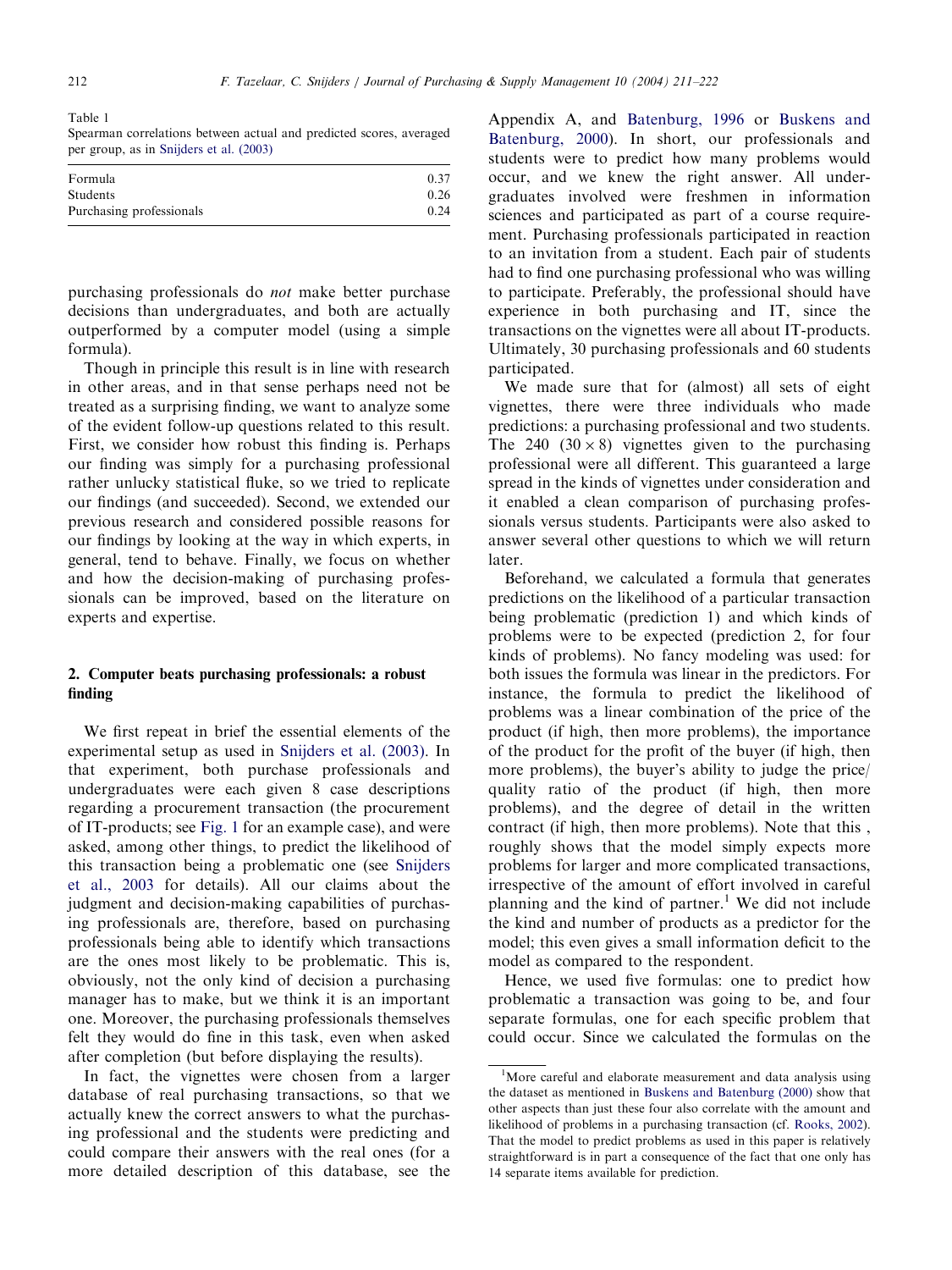Table 1
Spearman correlations between actual and predicted scores, averaged per group, as in Snijders et al. (2003)

| | |
|---|---|
| Formula | 0.37 |
| Students | 0.26 |
| Purchasing professionals | 0.24 |

purchasing professionals do *not* make better purchase decisions than undergraduates, and both are actually outperformed by a computer model (using a simple formula).

Though in principle this result is in line with research in other areas, and in that sense perhaps need not be treated as a surprising finding, we want to analyze some of the evident follow-up questions related to this result. First, we consider how robust this finding is. Perhaps our finding was simply for a purchasing professional rather unlucky statistical fluke, so we tried to replicate our findings (and succeeded). Second, we extended our previous research and considered possible reasons for our findings by looking at the way in which experts, in general, tend to behave. Finally, we focus on whether and how the decision-making of purchasing professionals can be improved, based on the literature on experts and expertise.

## 2. Computer beats purchasing professionals: a robust finding

We first repeat in brief the essential elements of the experimental setup as used in Snijders et al. (2003). In that experiment, both purchase professionals and undergraduates were each given 8 case descriptions regarding a procurement transaction (the procurement of IT-products; see Fig. 1 for an example case), and were asked, among other things, to predict the likelihood of this transaction being a problematic one (see Snijders et al., 2003 for details). All our claims about the judgment and decision-making capabilities of purchasing professionals are, therefore, based on purchasing professionals being able to identify which transactions are the ones most likely to be problematic. This is, obviously, not the only kind of decision a purchasing manager has to make, but we think it is an important one. Moreover, the purchasing professionals themselves felt they would do fine in this task, even when asked after completion (but before displaying the results).

In fact, the vignettes were chosen from a larger database of real purchasing transactions, so that we actually knew the correct answers to what the purchasing professional and the students were predicting and could compare their answers with the real ones (for a more detailed description of this database, see the Appendix A, and Batenburg, 1996 or Buskens and Batenburg, 2000). In short, our professionals and students were to predict how many problems would occur, and we knew the right answer. All undergraduates involved were freshmen in information sciences and participated as part of a course requirement. Purchasing professionals participated in reaction to an invitation from a student. Each pair of students had to find one purchasing professional who was willing to participate. Preferably, the professional should have experience in both purchasing and IT, since the transactions on the vignettes were all about IT-products. Ultimately, 30 purchasing professionals and 60 students participated.

We made sure that for (almost) all sets of eight vignettes, there were three individuals who made predictions: a purchasing professional and two students. The 240 ($30 \times 8$) vignettes given to the purchasing professional were all different. This guaranteed a large spread in the kinds of vignettes under consideration and it enabled a clean comparison of purchasing professionals versus students. Participants were also asked to answer several other questions to which we will return later.

Beforehand, we calculated a formula that generates predictions on the likelihood of a particular transaction being problematic (prediction 1) and which kinds of problems were to be expected (prediction 2, for four kinds of problems). No fancy modeling was used: for both issues the formula was linear in the predictors. For instance, the formula to predict the likelihood of problems was a linear combination of the price of the product (if high, then more problems), the importance of the product for the profit of the buyer (if high, then more problems), the buyer's ability to judge the price/quality ratio of the product (if high, then more problems), and the degree of detail in the written contract (if high, then more problems). Note that this , roughly shows that the model simply expects more problems for larger and more complicated transactions, irrespective of the amount of effort involved in careful planning and the kind of partner.[1] We did not include the kind and number of products as a predictor for the model; this even gives a small information deficit to the model as compared to the respondent.

Hence, we used five formulas: one to predict how problematic a transaction was going to be, and four separate formulas, one for each specific problem that could occur. Since we calculated the formulas on the

[1] More careful and elaborate measurement and data analysis using the dataset as mentioned in Buskens and Batenburg (2000) show that other aspects than just these four also correlate with the amount and likelihood of problems in a purchasing transaction (cf. Rooks, 2002). That the model to predict problems as used in this paper is relatively straightforward is in part a consequence of the fact that one only has 14 separate items available for prediction.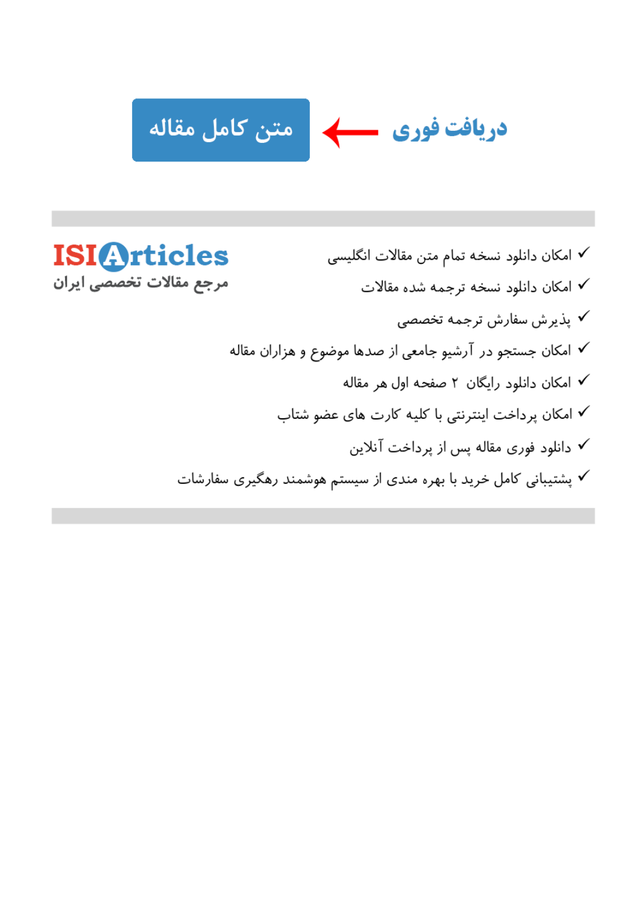دریافت فوری ← متن کامل مقاله

**ISIArticles**
مرجع مقالات تخصصی ایران

- ✓ امکان دانلود نسخه تمام متن مقالات انگلیسی
- ✓ امکان دانلود نسخه ترجمه شده مقالات
- ✓ پذیرش سفارش ترجمه تخصصی
- ✓ امکان جستجو در آرشیو جامعی از صدها موضوع و هزاران مقاله
- ✓ امکان دانلود رایگان ۲ صفحه اول هر مقاله
- ✓ امکان پرداخت اینترنتی با کلیه کارت های عضو شتاب
- ✓ دانلود فوری مقاله پس از پرداخت آنلاین
- ✓ پشتیبانی کامل خرید با بهره مندی از سیستم هوشمند رهگیری سفارشات